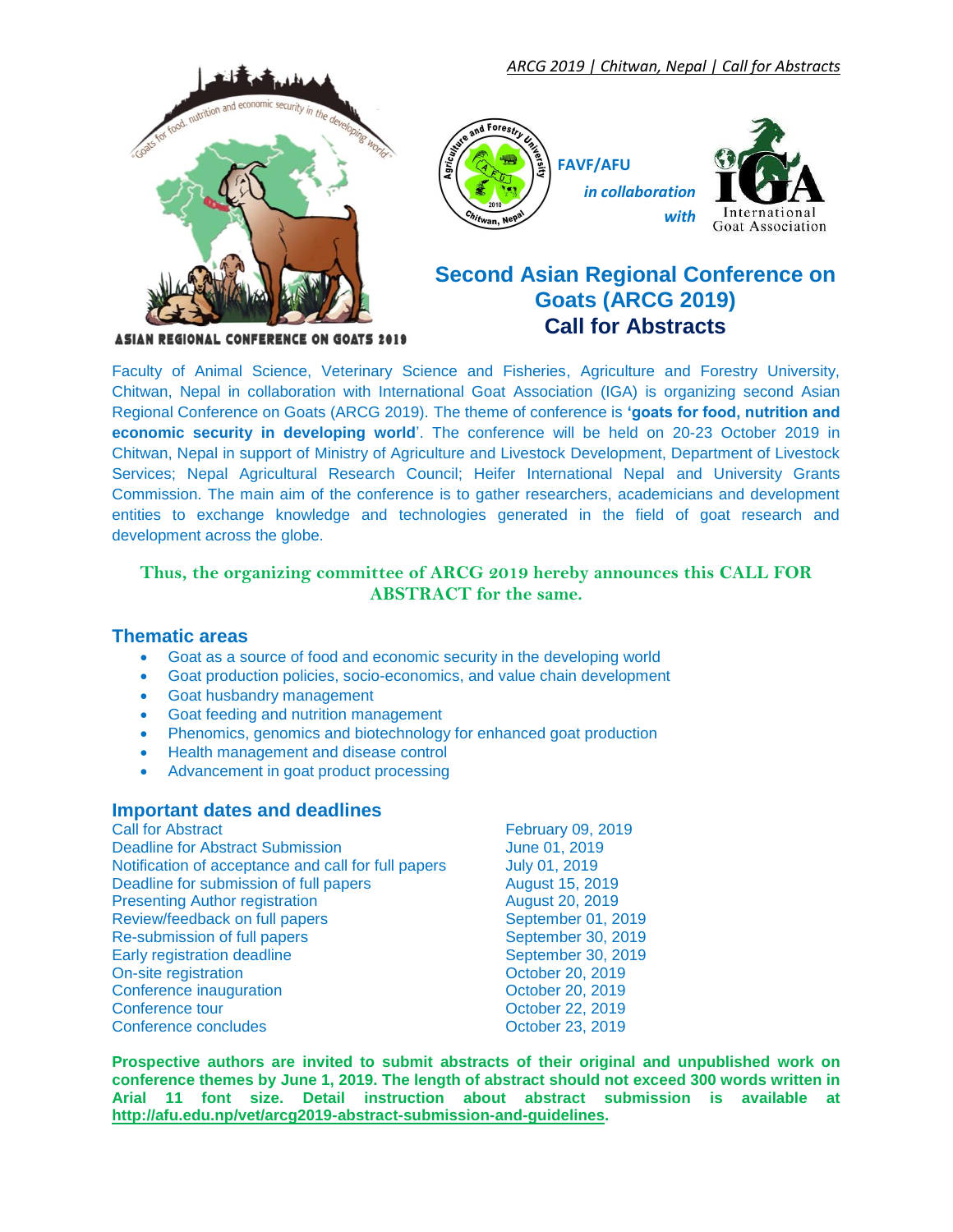FAVF/AFU *in collaboration with*

# Second Asian Regional Conference on Goats (ARCG 2019)
## Call for Abstracts

Faculty of Animal Science, Veterinary Science and Fisheries, Agriculture and Forestry University, Chitwan, Nepal in collaboration with International Goat Association (IGA) is organizing second Asian Regional Conference on Goats (ARCG 2019). The theme of conference is **'goats for food, nutrition and economic security in developing world**'. The conference will be held on 20-23 October 2019 in Chitwan, Nepal in support of Ministry of Agriculture and Livestock Development, Department of Livestock Services; Nepal Agricultural Research Council; Heifer International Nepal and University Grants Commission. The main aim of the conference is to gather researchers, academicians and development entities to exchange knowledge and technologies generated in the field of goat research and development across the globe.

**Thus, the organizing committee of ARCG 2019 hereby announces this CALL FOR ABSTRACT for the same.**

### Thematic areas

- Goat as a source of food and economic security in the developing world
- Goat production policies, socio-economics, and value chain development
- Goat husbandry management
- Goat feeding and nutrition management
- Phenomics, genomics and biotechnology for enhanced goat production
- Health management and disease control
- Advancement in goat product processing

### Important dates and deadlines

| | |
|---|---|
| Call for Abstract | February 09, 2019 |
| Deadline for Abstract Submission | June 01, 2019 |
| Notification of acceptance and call for full papers | July 01, 2019 |
| Deadline for submission of full papers | August 15, 2019 |
| Presenting Author registration | August 20, 2019 |
| Review/feedback on full papers | September 01, 2019 |
| Re-submission of full papers | September 30, 2019 |
| Early registration deadline | September 30, 2019 |
| On-site registration | October 20, 2019 |
| Conference inauguration | October 20, 2019 |
| Conference tour | October 22, 2019 |
| Conference concludes | October 23, 2019 |

**Prospective authors are invited to submit abstracts of their original and unpublished work on conference themes by June 1, 2019. The length of abstract should not exceed 300 words written in Arial 11 font size. Detail instruction about abstract submission is available at http://afu.edu.np/vet/arcg2019-abstract-submission-and-guidelines.**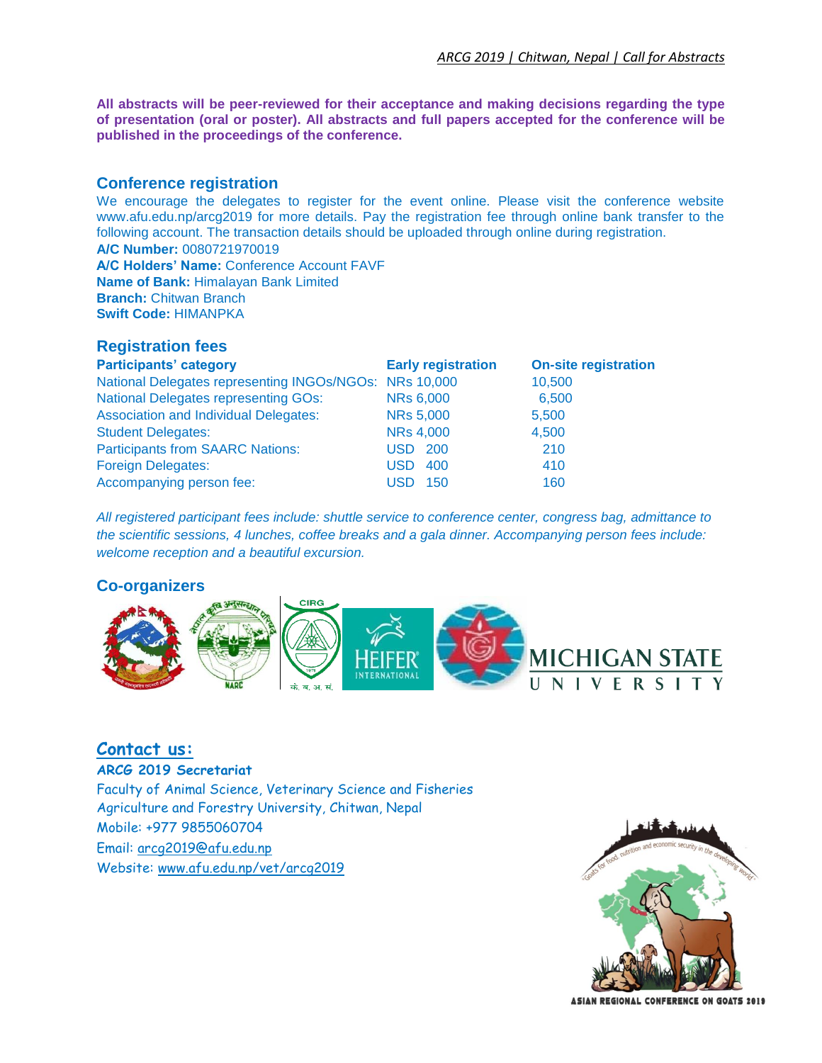**All abstracts will be peer-reviewed for their acceptance and making decisions regarding the type of presentation (oral or poster). All abstracts and full papers accepted for the conference will be published in the proceedings of the conference.**

## Conference registration

We encourage the delegates to register for the event online. Please visit the conference website www.afu.edu.np/arcg2019 for more details. Pay the registration fee through online bank transfer to the following account. The transaction details should be uploaded through online during registration.

**A/C Number:** 0080721970019
**A/C Holders' Name:** Conference Account FAVF
**Name of Bank:** Himalayan Bank Limited
**Branch:** Chitwan Branch
**Swift Code:** HIMANPKA

## Registration fees

| Participants' category | Early registration | On-site registration |
|---|---|---|
| National Delegates representing INGOs/NGOs: | NRs 10,000 | 10,500 |
| National Delegates representing GOs: | NRs 6,000 | 6,500 |
| Association and Individual Delegates: | NRs 5,000 | 5,500 |
| Student Delegates: | NRs 4,000 | 4,500 |
| Participants from SAARC Nations: | USD 200 | 210 |
| Foreign Delegates: | USD 400 | 410 |
| Accompanying person fee: | USD 150 | 160 |

*All registered participant fees include: shuttle service to conference center, congress bag, admittance to the scientific sessions, 4 lunches, coffee breaks and a gala dinner. Accompanying person fees include: welcome reception and a beautiful excursion.*

## Co-organizers

NARC

CIRG

HEIFER INTERNATIONAL

MICHIGAN STATE UNIVERSITY

## Contact us:

**ARCG 2019 Secretariat**
Faculty of Animal Science, Veterinary Science and Fisheries
Agriculture and Forestry University, Chitwan, Nepal
Mobile: +977 9855060704
Email: arcg2019@afu.edu.np
Website: www.afu.edu.np/vet/arcg2019

"Goats for food, nutrition and economic security in the developing world"

ASIAN REGIONAL CONFERENCE ON GOATS 2019